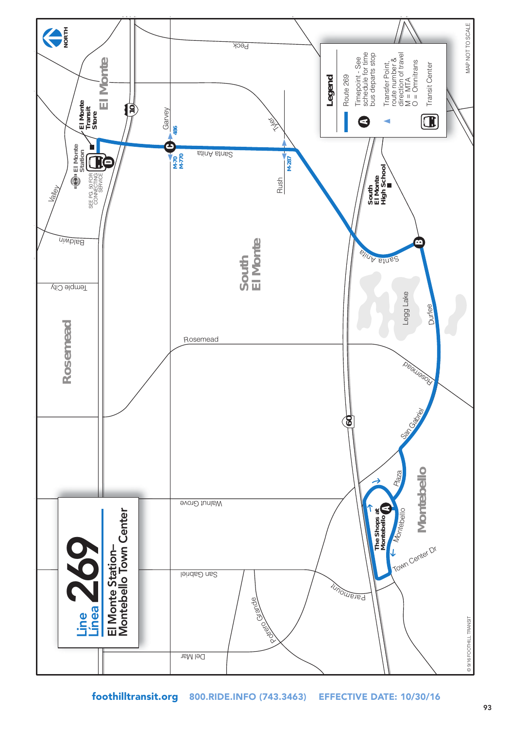# Line / Línea 269

## El Monte Station–Montebello Town Center

**Legend**

- Route 269
- Ⓐ Timepoint - See schedule for time bus departs stop
- ▲ Transfer Point, route number & direction of travel M = MTA O = Omnitrans
- Transit Center

NORTH

MAP NOT TO SCALE

El Monte

El Monte Transit Store

El Monte Station

SEE PG. 50 FOR CONNECTING SERVICE

Ⓓ

Ⓒ Garvey 486

M-70 M-770

Santa Anita

Tyler

M-287

Rush

Peck

Valley

Baldwin

Temple City

Rosemead

South El Monte

South El Monte High School

Ⓑ

Santa Anita

Legg Lake

Durfee

Rosemead

San Gabriel

60

10

Plaza

Walnut Grove

The Shops at Montebello Ⓐ

Montebello

Montebello

Town Center Dr

San Gabriel

Paramount

Potrero Grande

Del Mar

© 9/16 FOOTHILL TRANSIT

foothilltransit.org 800.RIDE.INFO (743.3463) EFFECTIVE DATE: 10/30/16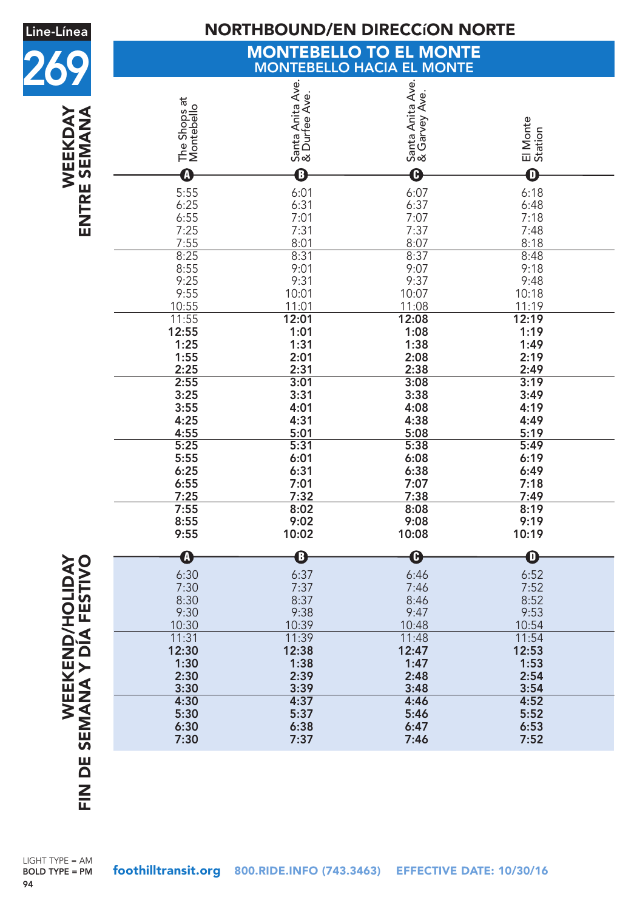# Line-Línea 269

## NORTHBOUND/EN DIRECCíON NORTE

### MONTEBELLO TO EL MONTE
### MONTEBELLO HACIA EL MONTE

**WEEKDAY / ENTRE SEMANA**

| The Shops at Montebello (A) | Santa Anita Ave. & Durfee Ave. (B) | Santa Anita Ave. & Garvey Ave. (C) | El Monte Station (D) |
|---|---|---|---|
| 5:55 | 6:01 | 6:07 | 6:18 |
| 6:25 | 6:31 | 6:37 | 6:48 |
| 6:55 | 7:01 | 7:07 | 7:18 |
| 7:25 | 7:31 | 7:37 | 7:48 |
| 7:55 | 8:01 | 8:07 | 8:18 |
| 8:25 | 8:31 | 8:37 | 8:48 |
| 8:55 | 9:01 | 9:07 | 9:18 |
| 9:25 | 9:31 | 9:37 | 9:48 |
| 9:55 | 10:01 | 10:07 | 10:18 |
| 10:55 | 11:01 | 11:08 | 11:19 |
| 11:55 | **12:01** | **12:08** | **12:19** |
| **12:55** | **1:01** | **1:08** | **1:19** |
| **1:25** | **1:31** | **1:38** | **1:49** |
| **1:55** | **2:01** | **2:08** | **2:19** |
| **2:25** | **2:31** | **2:38** | **2:49** |
| **2:55** | **3:01** | **3:08** | **3:19** |
| **3:25** | **3:31** | **3:38** | **3:49** |
| **3:55** | **4:01** | **4:08** | **4:19** |
| **4:25** | **4:31** | **4:38** | **4:49** |
| **4:55** | **5:01** | **5:08** | **5:19** |
| **5:25** | **5:31** | **5:38** | **5:49** |
| **5:55** | **6:01** | **6:08** | **6:19** |
| **6:25** | **6:31** | **6:38** | **6:49** |
| **6:55** | **7:01** | **7:07** | **7:18** |
| **7:25** | **7:32** | **7:38** | **7:49** |
| **7:55** | **8:02** | **8:08** | **8:19** |
| **8:55** | **9:02** | **9:08** | **9:19** |
| **9:55** | **10:02** | **10:08** | **10:19** |

**WEEKEND/HOLIDAY / FIN DE SEMANA Y DÍA FESTIVO**

| A | B | C | D |
|---|---|---|---|
| 6:30 | 6:37 | 6:46 | 6:52 |
| 7:30 | 7:37 | 7:46 | 7:52 |
| 8:30 | 8:37 | 8:46 | 8:52 |
| 9:30 | 9:38 | 9:47 | 9:53 |
| 10:30 | 10:39 | 10:48 | 10:54 |
| 11:31 | 11:39 | 11:48 | 11:54 |
| **12:30** | **12:38** | **12:47** | **12:53** |
| **1:30** | **1:38** | **1:47** | **1:53** |
| **2:30** | **2:39** | **2:48** | **2:54** |
| **3:30** | **3:39** | **3:48** | **3:54** |
| **4:30** | **4:37** | **4:46** | **4:52** |
| **5:30** | **5:37** | **5:46** | **5:52** |
| **6:30** | **6:38** | **6:47** | **6:53** |
| **7:30** | **7:37** | **7:46** | **7:52** |

LIGHT TYPE = AM
**BOLD TYPE = PM**

**foothilltransit.org** 800.RIDE.INFO (743.3463) EFFECTIVE DATE: 10/30/16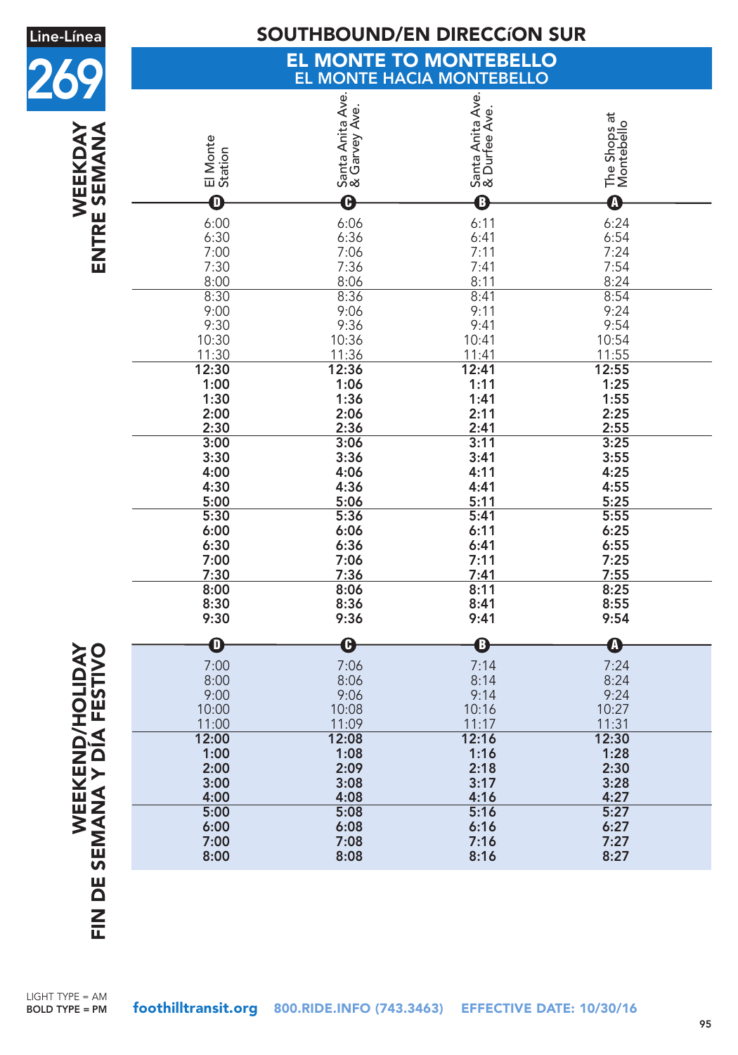# Line-Línea 269

## SOUTHBOUND/EN DIRECCíON SUR

### EL MONTE TO MONTEBELLO
### EL MONTE HACIA MONTEBELLO

**WEEKDAY / ENTRE SEMANA**

| El Monte Station (D) | Santa Anita Ave. & Garvey Ave. (C) | Santa Anita Ave. & Durfee Ave. (B) | The Shops at Montebello (A) |
|---|---|---|---|
| 6:00 | 6:06 | 6:11 | 6:24 |
| 6:30 | 6:36 | 6:41 | 6:54 |
| 7:00 | 7:06 | 7:11 | 7:24 |
| 7:30 | 7:36 | 7:41 | 7:54 |
| 8:00 | 8:06 | 8:11 | 8:24 |
| 8:30 | 8:36 | 8:41 | 8:54 |
| 9:00 | 9:06 | 9:11 | 9:24 |
| 9:30 | 9:36 | 9:41 | 9:54 |
| 10:30 | 10:36 | 10:41 | 10:54 |
| 11:30 | 11:36 | 11:41 | 11:55 |
| **12:30** | **12:36** | **12:41** | **12:55** |
| **1:00** | **1:06** | **1:11** | **1:25** |
| **1:30** | **1:36** | **1:41** | **1:55** |
| **2:00** | **2:06** | **2:11** | **2:25** |
| **2:30** | **2:36** | **2:41** | **2:55** |
| **3:00** | **3:06** | **3:11** | **3:25** |
| **3:30** | **3:36** | **3:41** | **3:55** |
| **4:00** | **4:06** | **4:11** | **4:25** |
| **4:30** | **4:36** | **4:41** | **4:55** |
| **5:00** | **5:06** | **5:11** | **5:25** |
| **5:30** | **5:36** | **5:41** | **5:55** |
| **6:00** | **6:06** | **6:11** | **6:25** |
| **6:30** | **6:36** | **6:41** | **6:55** |
| **7:00** | **7:06** | **7:11** | **7:25** |
| **7:30** | **7:36** | **7:41** | **7:55** |
| **8:00** | **8:06** | **8:11** | **8:25** |
| **8:30** | **8:36** | **8:41** | **8:55** |
| **9:30** | **9:36** | **9:41** | **9:54** |

**WEEKEND/HOLIDAY / FIN DE SEMANA Y DÍA FESTIVO**

| El Monte Station (D) | Santa Anita Ave. & Garvey Ave. (C) | Santa Anita Ave. & Durfee Ave. (B) | The Shops at Montebello (A) |
|---|---|---|---|
| 7:00 | 7:06 | 7:14 | 7:24 |
| 8:00 | 8:06 | 8:14 | 8:24 |
| 9:00 | 9:06 | 9:14 | 9:24 |
| 10:00 | 10:08 | 10:16 | 10:27 |
| 11:00 | 11:09 | 11:17 | 11:31 |
| **12:00** | **12:08** | **12:16** | **12:30** |
| **1:00** | **1:08** | **1:16** | **1:28** |
| **2:00** | **2:09** | **2:18** | **2:30** |
| **3:00** | **3:08** | **3:17** | **3:28** |
| **4:00** | **4:08** | **4:16** | **4:27** |
| **5:00** | **5:08** | **5:16** | **5:27** |
| **6:00** | **6:08** | **6:16** | **6:27** |
| **7:00** | **7:08** | **7:16** | **7:27** |
| **8:00** | **8:08** | **8:16** | **8:27** |

LIGHT TYPE = AM
**BOLD TYPE = PM**

**foothilltransit.org** **800.RIDE.INFO (743.3463)** **EFFECTIVE DATE: 10/30/16**